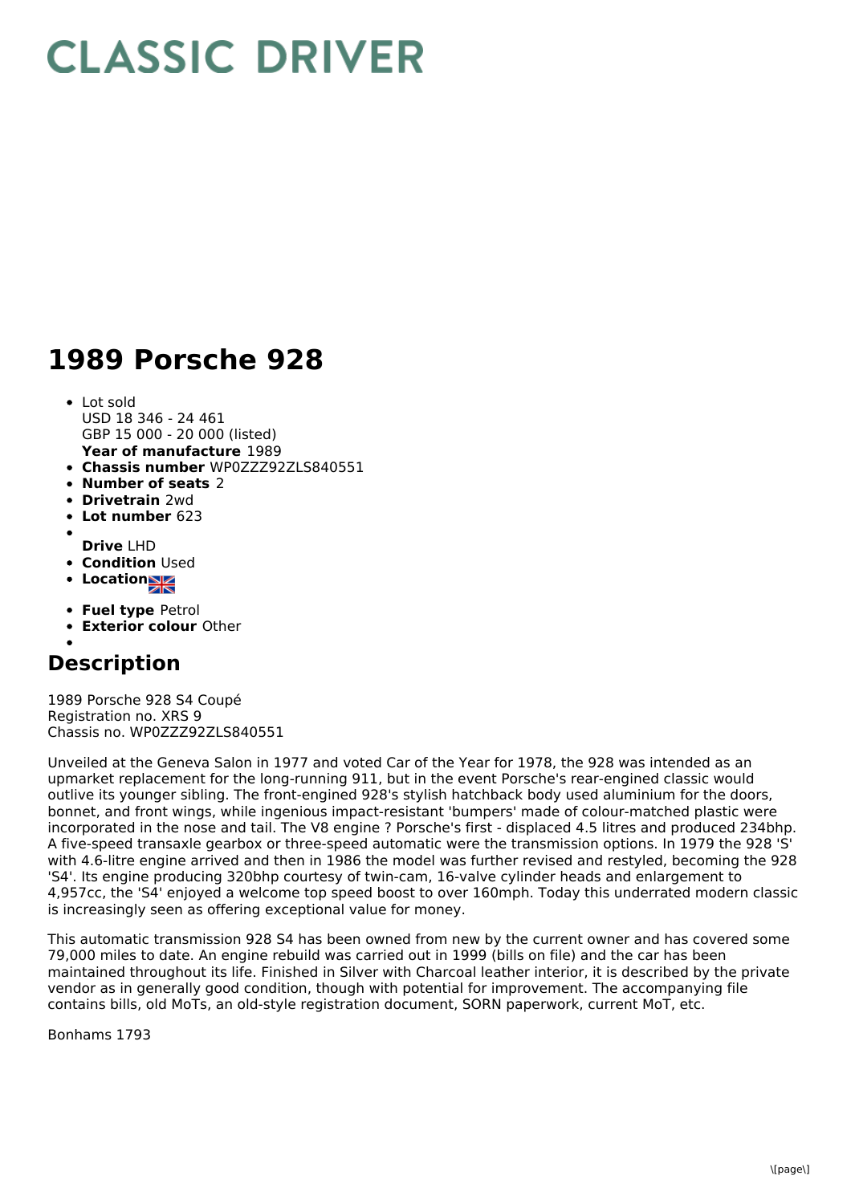# CLASSIC DRIVER

# 1989 Porsche 928

- Lot sold
  USD 18 346 - 24 461
  GBP 15 000 - 20 000 (listed)
  **Year of manufacture** 1989
- **Chassis number** WP0ZZZ92ZLS840551
- **Number of seats** 2
- **Drivetrain** 2wd
- **Lot number** 623
- **Drive** LHD
- **Condition** Used
- **Location**
- **Fuel type** Petrol
- **Exterior colour** Other

## Description

1989 Porsche 928 S4 Coupé
Registration no. XRS 9
Chassis no. WP0ZZZ92ZLS840551

Unveiled at the Geneva Salon in 1977 and voted Car of the Year for 1978, the 928 was intended as an upmarket replacement for the long-running 911, but in the event Porsche's rear-engined classic would outlive its younger sibling. The front-engined 928's stylish hatchback body used aluminium for the doors, bonnet, and front wings, while ingenious impact-resistant 'bumpers' made of colour-matched plastic were incorporated in the nose and tail. The V8 engine ? Porsche's first - displaced 4.5 litres and produced 234bhp. A five-speed transaxle gearbox or three-speed automatic were the transmission options. In 1979 the 928 'S' with 4.6-litre engine arrived and then in 1986 the model was further revised and restyled, becoming the 928 'S4'. Its engine producing 320bhp courtesy of twin-cam, 16-valve cylinder heads and enlargement to 4,957cc, the 'S4' enjoyed a welcome top speed boost to over 160mph. Today this underrated modern classic is increasingly seen as offering exceptional value for money.

This automatic transmission 928 S4 has been owned from new by the current owner and has covered some 79,000 miles to date. An engine rebuild was carried out in 1999 (bills on file) and the car has been maintained throughout its life. Finished in Silver with Charcoal leather interior, it is described by the private vendor as in generally good condition, though with potential for improvement. The accompanying file contains bills, old MoTs, an old-style registration document, SORN paperwork, current MoT, etc.

Bonhams 1793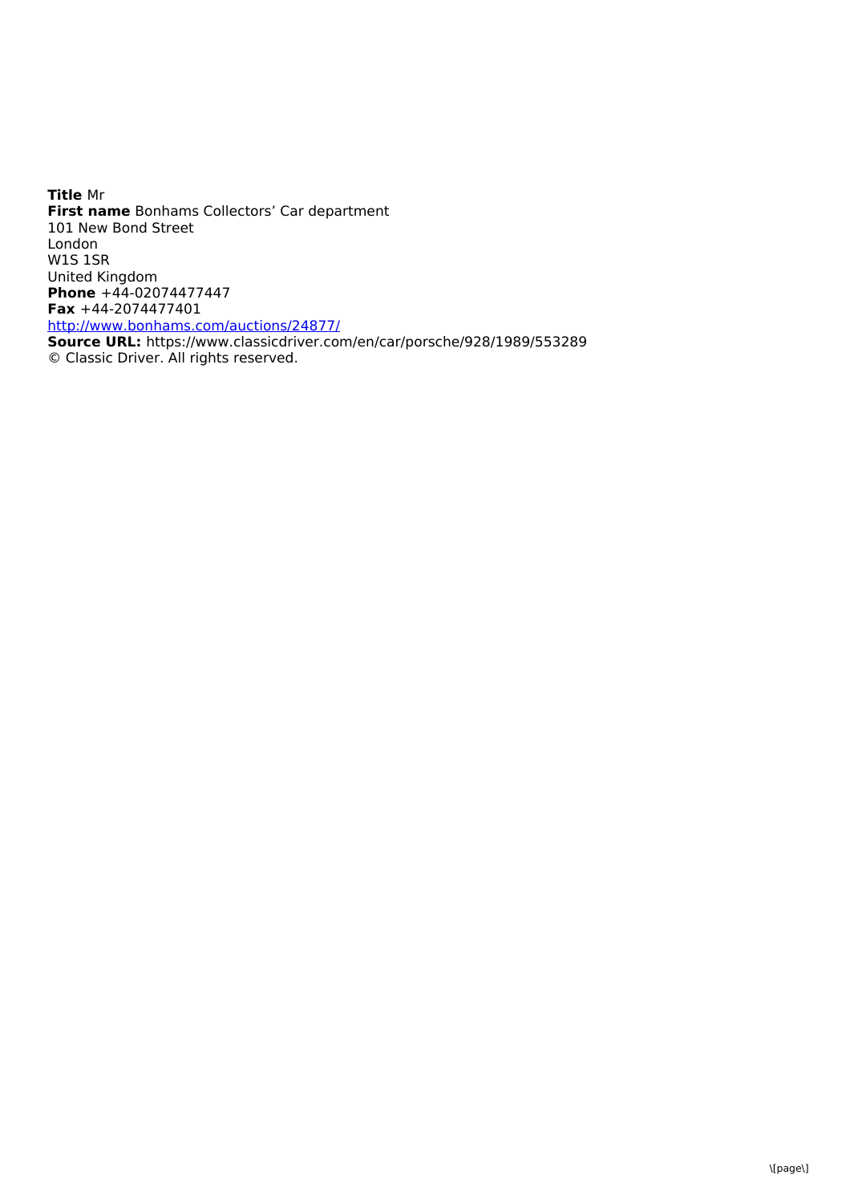**Title** Mr
**First name** Bonhams Collectors’ Car department
101 New Bond Street
London
W1S 1SR
United Kingdom
**Phone** +44-02074477447
**Fax** +44-2074477401
[http://www.bonhams.com/auctions/24877/](http://www.bonhams.com/auctions/24877/)
**Source URL:** https://www.classicdriver.com/en/car/porsche/928/1989/553289
© Classic Driver. All rights reserved.